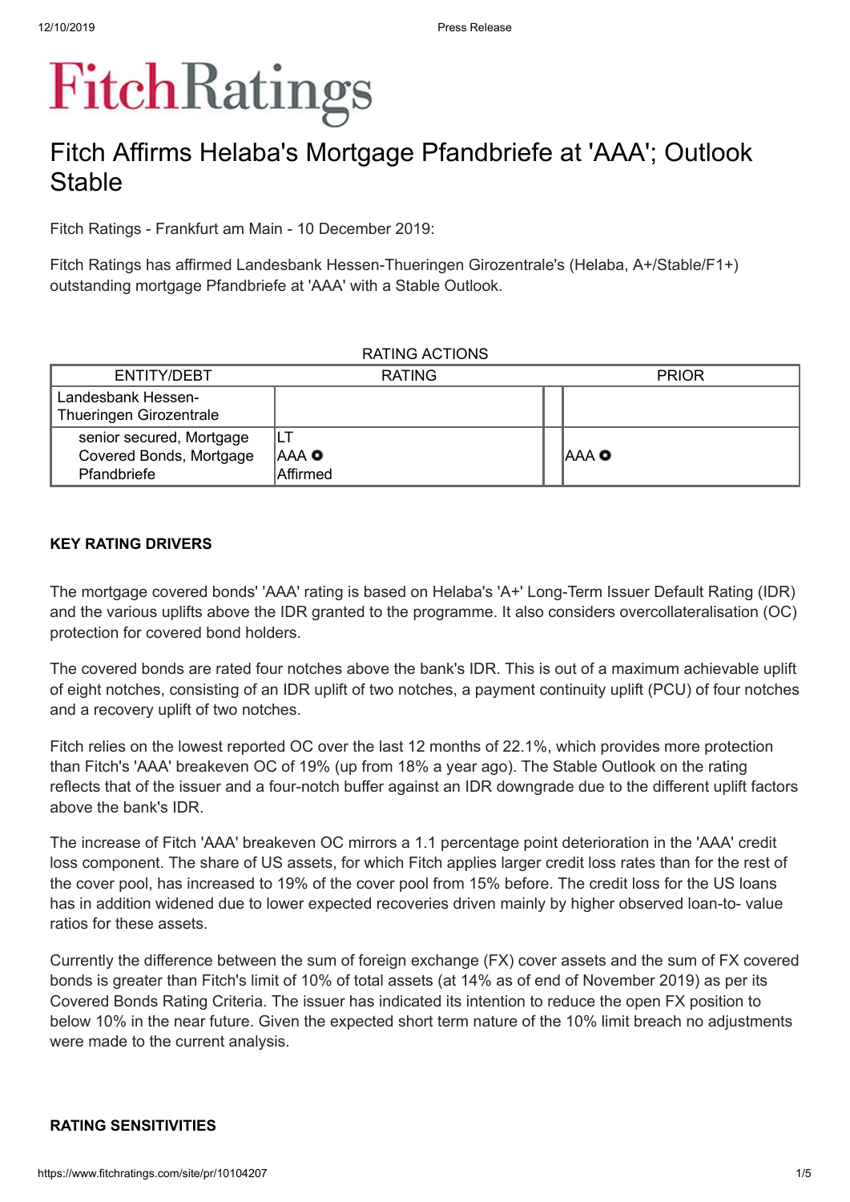# Fitch Ratings

## Fitch Affirms Helaba's Mortgage Pfandbriefe at 'AAA'; Outlook Stable

Fitch Ratings - Frankfurt am Main - 10 December 2019:

Fitch Ratings has affirmed Landesbank Hessen-Thueringen Girozentrale's (Helaba, A+/Stable/F1+) outstanding mortgage Pfandbriefe at 'AAA' with a Stable Outlook.

RATING ACTIONS

| ENTITY/DEBT | RATING | | PRIOR |
|---|---|---|---|
| Landesbank Hessen-Thueringen Girozentrale | | | |
| senior secured, Mortgage Covered Bonds, Mortgage Pfandbriefe | LT AAA ● Affirmed | | AAA ● |

**KEY RATING DRIVERS**

The mortgage covered bonds' 'AAA' rating is based on Helaba's 'A+' Long-Term Issuer Default Rating (IDR) and the various uplifts above the IDR granted to the programme. It also considers overcollateralisation (OC) protection for covered bond holders.

The covered bonds are rated four notches above the bank's IDR. This is out of a maximum achievable uplift of eight notches, consisting of an IDR uplift of two notches, a payment continuity uplift (PCU) of four notches and a recovery uplift of two notches.

Fitch relies on the lowest reported OC over the last 12 months of 22.1%, which provides more protection than Fitch's 'AAA' breakeven OC of 19% (up from 18% a year ago). The Stable Outlook on the rating reflects that of the issuer and a four-notch buffer against an IDR downgrade due to the different uplift factors above the bank's IDR.

The increase of Fitch 'AAA' breakeven OC mirrors a 1.1 percentage point deterioration in the 'AAA' credit loss component. The share of US assets, for which Fitch applies larger credit loss rates than for the rest of the cover pool, has increased to 19% of the cover pool from 15% before. The credit loss for the US loans has in addition widened due to lower expected recoveries driven mainly by higher observed loan-to- value ratios for these assets.

Currently the difference between the sum of foreign exchange (FX) cover assets and the sum of FX covered bonds is greater than Fitch's limit of 10% of total assets (at 14% as of end of November 2019) as per its Covered Bonds Rating Criteria. The issuer has indicated its intention to reduce the open FX position to below 10% in the near future. Given the expected short term nature of the 10% limit breach no adjustments were made to the current analysis.

**RATING SENSITIVITIES**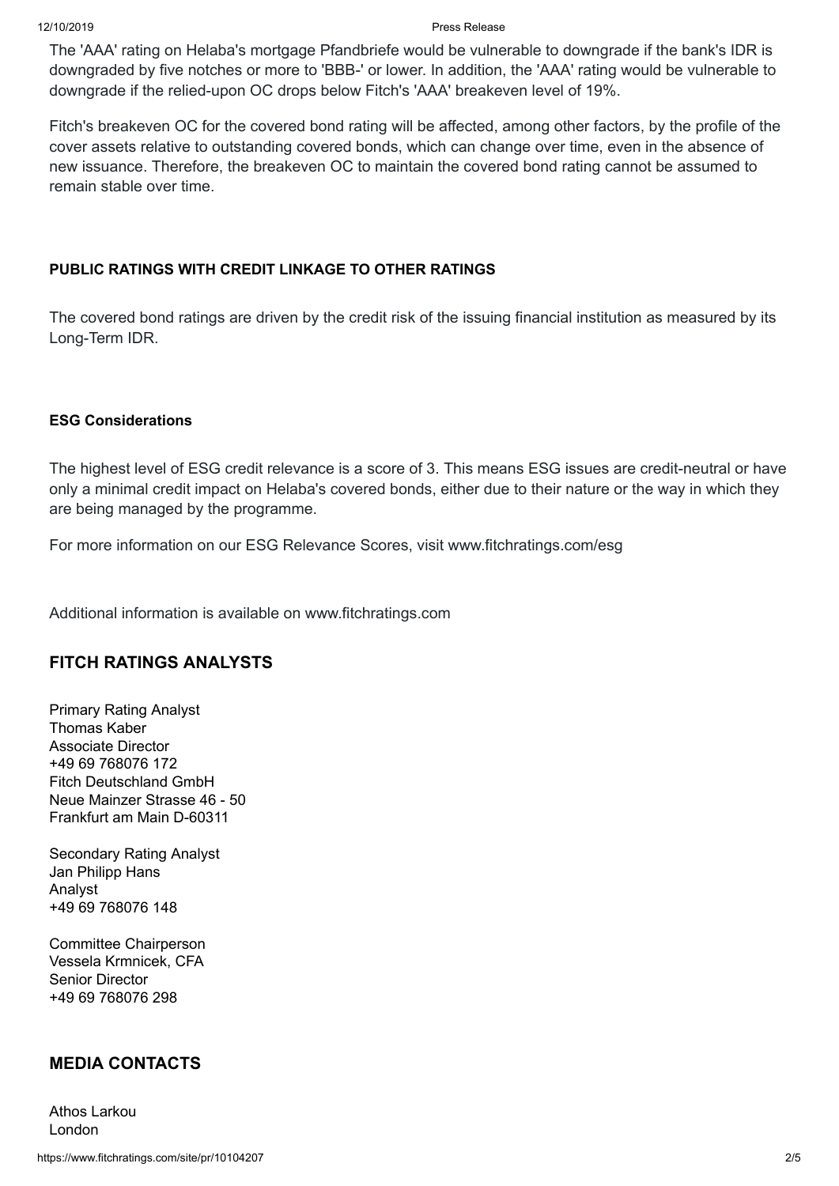The 'AAA' rating on Helaba's mortgage Pfandbriefe would be vulnerable to downgrade if the bank's IDR is downgraded by five notches or more to 'BBB-' or lower. In addition, the 'AAA' rating would be vulnerable to downgrade if the relied-upon OC drops below Fitch's 'AAA' breakeven level of 19%.

Fitch's breakeven OC for the covered bond rating will be affected, among other factors, by the profile of the cover assets relative to outstanding covered bonds, which can change over time, even in the absence of new issuance. Therefore, the breakeven OC to maintain the covered bond rating cannot be assumed to remain stable over time.

**PUBLIC RATINGS WITH CREDIT LINKAGE TO OTHER RATINGS**

The covered bond ratings are driven by the credit risk of the issuing financial institution as measured by its Long-Term IDR.

**ESG Considerations**

The highest level of ESG credit relevance is a score of 3. This means ESG issues are credit-neutral or have only a minimal credit impact on Helaba's covered bonds, either due to their nature or the way in which they are being managed by the programme.

For more information on our ESG Relevance Scores, visit www.fitchratings.com/esg

Additional information is available on www.fitchratings.com

## FITCH RATINGS ANALYSTS

Primary Rating Analyst
Thomas Kaber
Associate Director
+49 69 768076 172
Fitch Deutschland GmbH
Neue Mainzer Strasse 46 - 50
Frankfurt am Main D-60311

Secondary Rating Analyst
Jan Philipp Hans
Analyst
+49 69 768076 148

Committee Chairperson
Vessela Krmnicek, CFA
Senior Director
+49 69 768076 298

## MEDIA CONTACTS

Athos Larkou
London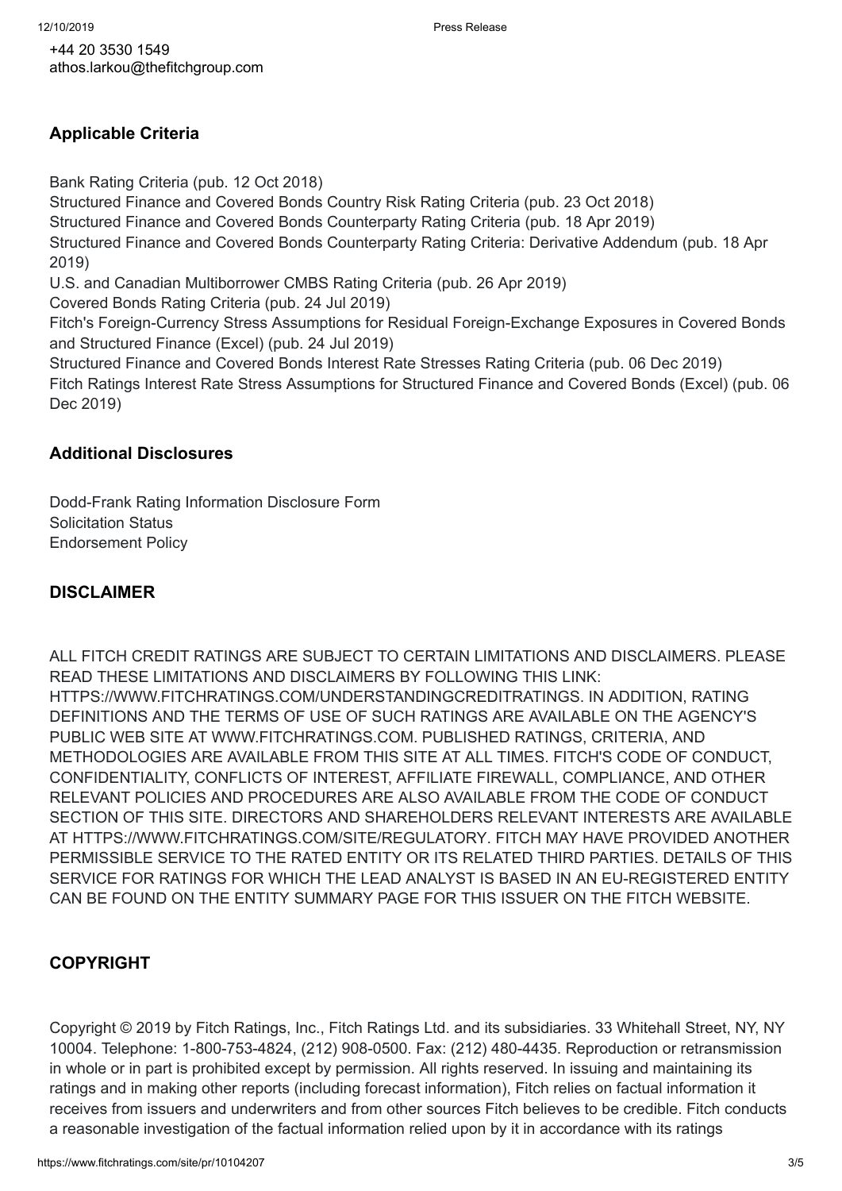+44 20 3530 1549
athos.larkou@thefitchgroup.com

## Applicable Criteria

Bank Rating Criteria (pub. 12 Oct 2018)
Structured Finance and Covered Bonds Country Risk Rating Criteria (pub. 23 Oct 2018)
Structured Finance and Covered Bonds Counterparty Rating Criteria (pub. 18 Apr 2019)
Structured Finance and Covered Bonds Counterparty Rating Criteria: Derivative Addendum (pub. 18 Apr 2019)
U.S. and Canadian Multiborrower CMBS Rating Criteria (pub. 26 Apr 2019)
Covered Bonds Rating Criteria (pub. 24 Jul 2019)
Fitch's Foreign-Currency Stress Assumptions for Residual Foreign-Exchange Exposures in Covered Bonds and Structured Finance (Excel) (pub. 24 Jul 2019)
Structured Finance and Covered Bonds Interest Rate Stresses Rating Criteria (pub. 06 Dec 2019)
Fitch Ratings Interest Rate Stress Assumptions for Structured Finance and Covered Bonds (Excel) (pub. 06 Dec 2019)

## Additional Disclosures

Dodd-Frank Rating Information Disclosure Form
Solicitation Status
Endorsement Policy

## DISCLAIMER

ALL FITCH CREDIT RATINGS ARE SUBJECT TO CERTAIN LIMITATIONS AND DISCLAIMERS. PLEASE READ THESE LIMITATIONS AND DISCLAIMERS BY FOLLOWING THIS LINK: HTTPS://WWW.FITCHRATINGS.COM/UNDERSTANDINGCREDITRATINGS. IN ADDITION, RATING DEFINITIONS AND THE TERMS OF USE OF SUCH RATINGS ARE AVAILABLE ON THE AGENCY'S PUBLIC WEB SITE AT WWW.FITCHRATINGS.COM. PUBLISHED RATINGS, CRITERIA, AND METHODOLOGIES ARE AVAILABLE FROM THIS SITE AT ALL TIMES. FITCH'S CODE OF CONDUCT, CONFIDENTIALITY, CONFLICTS OF INTEREST, AFFILIATE FIREWALL, COMPLIANCE, AND OTHER RELEVANT POLICIES AND PROCEDURES ARE ALSO AVAILABLE FROM THE CODE OF CONDUCT SECTION OF THIS SITE. DIRECTORS AND SHAREHOLDERS RELEVANT INTERESTS ARE AVAILABLE AT HTTPS://WWW.FITCHRATINGS.COM/SITE/REGULATORY. FITCH MAY HAVE PROVIDED ANOTHER PERMISSIBLE SERVICE TO THE RATED ENTITY OR ITS RELATED THIRD PARTIES. DETAILS OF THIS SERVICE FOR RATINGS FOR WHICH THE LEAD ANALYST IS BASED IN AN EU-REGISTERED ENTITY CAN BE FOUND ON THE ENTITY SUMMARY PAGE FOR THIS ISSUER ON THE FITCH WEBSITE.

## COPYRIGHT

Copyright © 2019 by Fitch Ratings, Inc., Fitch Ratings Ltd. and its subsidiaries. 33 Whitehall Street, NY, NY 10004. Telephone: 1-800-753-4824, (212) 908-0500. Fax: (212) 480-4435. Reproduction or retransmission in whole or in part is prohibited except by permission. All rights reserved. In issuing and maintaining its ratings and in making other reports (including forecast information), Fitch relies on factual information it receives from issuers and underwriters and from other sources Fitch believes to be credible. Fitch conducts a reasonable investigation of the factual information relied upon by it in accordance with its ratings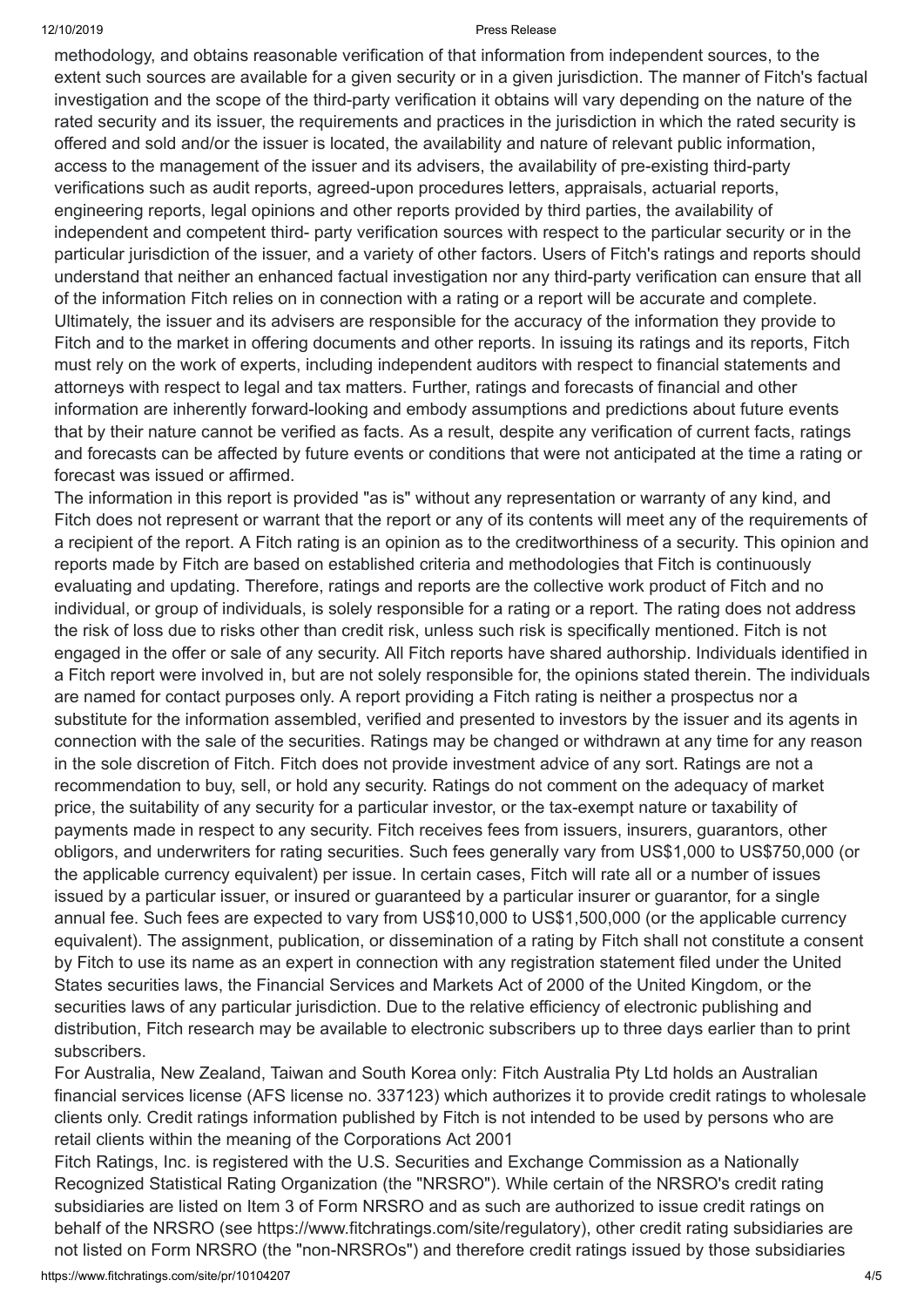methodology, and obtains reasonable verification of that information from independent sources, to the extent such sources are available for a given security or in a given jurisdiction. The manner of Fitch's factual investigation and the scope of the third-party verification it obtains will vary depending on the nature of the rated security and its issuer, the requirements and practices in the jurisdiction in which the rated security is offered and sold and/or the issuer is located, the availability and nature of relevant public information, access to the management of the issuer and its advisers, the availability of pre-existing third-party verifications such as audit reports, agreed-upon procedures letters, appraisals, actuarial reports, engineering reports, legal opinions and other reports provided by third parties, the availability of independent and competent third- party verification sources with respect to the particular security or in the particular jurisdiction of the issuer, and a variety of other factors. Users of Fitch's ratings and reports should understand that neither an enhanced factual investigation nor any third-party verification can ensure that all of the information Fitch relies on in connection with a rating or a report will be accurate and complete. Ultimately, the issuer and its advisers are responsible for the accuracy of the information they provide to Fitch and to the market in offering documents and other reports. In issuing its ratings and its reports, Fitch must rely on the work of experts, including independent auditors with respect to financial statements and attorneys with respect to legal and tax matters. Further, ratings and forecasts of financial and other information are inherently forward-looking and embody assumptions and predictions about future events that by their nature cannot be verified as facts. As a result, despite any verification of current facts, ratings and forecasts can be affected by future events or conditions that were not anticipated at the time a rating or forecast was issued or affirmed.

The information in this report is provided "as is" without any representation or warranty of any kind, and Fitch does not represent or warrant that the report or any of its contents will meet any of the requirements of a recipient of the report. A Fitch rating is an opinion as to the creditworthiness of a security. This opinion and reports made by Fitch are based on established criteria and methodologies that Fitch is continuously evaluating and updating. Therefore, ratings and reports are the collective work product of Fitch and no individual, or group of individuals, is solely responsible for a rating or a report. The rating does not address the risk of loss due to risks other than credit risk, unless such risk is specifically mentioned. Fitch is not engaged in the offer or sale of any security. All Fitch reports have shared authorship. Individuals identified in a Fitch report were involved in, but are not solely responsible for, the opinions stated therein. The individuals are named for contact purposes only. A report providing a Fitch rating is neither a prospectus nor a substitute for the information assembled, verified and presented to investors by the issuer and its agents in connection with the sale of the securities. Ratings may be changed or withdrawn at any time for any reason in the sole discretion of Fitch. Fitch does not provide investment advice of any sort. Ratings are not a recommendation to buy, sell, or hold any security. Ratings do not comment on the adequacy of market price, the suitability of any security for a particular investor, or the tax-exempt nature or taxability of payments made in respect to any security. Fitch receives fees from issuers, insurers, guarantors, other obligors, and underwriters for rating securities. Such fees generally vary from US$1,000 to US$750,000 (or the applicable currency equivalent) per issue. In certain cases, Fitch will rate all or a number of issues issued by a particular issuer, or insured or guaranteed by a particular insurer or guarantor, for a single annual fee. Such fees are expected to vary from US$10,000 to US$1,500,000 (or the applicable currency equivalent). The assignment, publication, or dissemination of a rating by Fitch shall not constitute a consent by Fitch to use its name as an expert in connection with any registration statement filed under the United States securities laws, the Financial Services and Markets Act of 2000 of the United Kingdom, or the securities laws of any particular jurisdiction. Due to the relative efficiency of electronic publishing and distribution, Fitch research may be available to electronic subscribers up to three days earlier than to print subscribers.

For Australia, New Zealand, Taiwan and South Korea only: Fitch Australia Pty Ltd holds an Australian financial services license (AFS license no. 337123) which authorizes it to provide credit ratings to wholesale clients only. Credit ratings information published by Fitch is not intended to be used by persons who are retail clients within the meaning of the Corporations Act 2001

Fitch Ratings, Inc. is registered with the U.S. Securities and Exchange Commission as a Nationally Recognized Statistical Rating Organization (the "NRSRO"). While certain of the NRSRO's credit rating subsidiaries are listed on Item 3 of Form NRSRO and as such are authorized to issue credit ratings on behalf of the NRSRO (see https://www.fitchratings.com/site/regulatory), other credit rating subsidiaries are not listed on Form NRSRO (the "non-NRSROs") and therefore credit ratings issued by those subsidiaries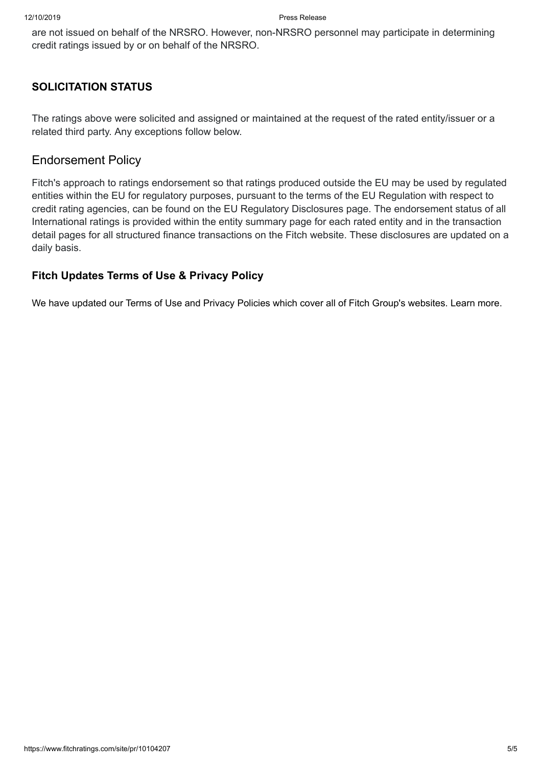are not issued on behalf of the NRSRO. However, non-NRSRO personnel may participate in determining credit ratings issued by or on behalf of the NRSRO.

### SOLICITATION STATUS

The ratings above were solicited and assigned or maintained at the request of the rated entity/issuer or a related third party. Any exceptions follow below.

## Endorsement Policy

Fitch's approach to ratings endorsement so that ratings produced outside the EU may be used by regulated entities within the EU for regulatory purposes, pursuant to the terms of the EU Regulation with respect to credit rating agencies, can be found on the EU Regulatory Disclosures page. The endorsement status of all International ratings is provided within the entity summary page for each rated entity and in the transaction detail pages for all structured finance transactions on the Fitch website. These disclosures are updated on a daily basis.

### Fitch Updates Terms of Use & Privacy Policy

We have updated our Terms of Use and Privacy Policies which cover all of Fitch Group's websites. Learn more.